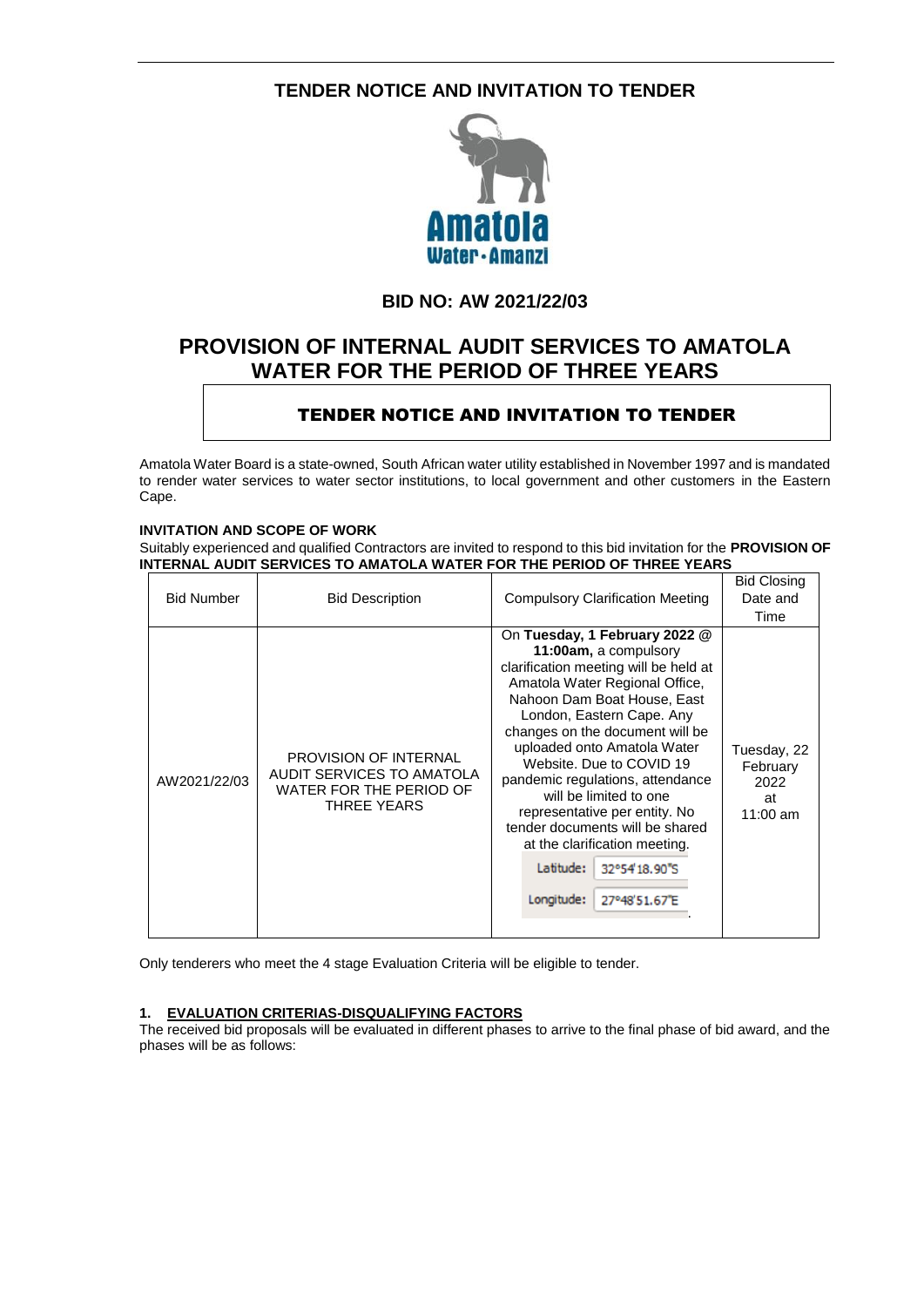# TENDER NOTICE AND INVITATION TO TENDER

## BID NO: AW 2021/22/03

# PROVISION OF INTERNAL AUDIT SERVICES TO AMATOLA WATER FOR THE PERIOD OF THREE YEARS

## TENDER NOTICE AND INVITATION TO TENDER

Amatola Water Board is a state-owned, South African water utility established in November 1997 and is mandated to render water services to water sector institutions, to local government and other customers in the Eastern Cape.

**INVITATION AND SCOPE OF WORK**

Suitably experienced and qualified Contractors are invited to respond to this bid invitation for the **PROVISION OF INTERNAL AUDIT SERVICES TO AMATOLA WATER FOR THE PERIOD OF THREE YEARS**

| Bid Number | Bid Description | Compulsory Clarification Meeting | Bid Closing Date and Time |
|---|---|---|---|
| AW2021/22/03 | PROVISION OF INTERNAL AUDIT SERVICES TO AMATOLA WATER FOR THE PERIOD OF THREE YEARS | On **Tuesday, 1 February 2022 @ 11:00am,** a compulsory clarification meeting will be held at Amatola Water Regional Office, Nahoon Dam Boat House, East London, Eastern Cape. Any changes on the document will be uploaded onto Amatola Water Website. Due to COVID 19 pandemic regulations, attendance will be limited to one representative per entity. No tender documents will be shared at the clarification meeting. Latitude: 32°54'18.90"S Longitude: 27°48'51.67"E | Tuesday, 22 February 2022 at 11:00 am |

Only tenderers who meet the 4 stage Evaluation Criteria will be eligible to tender.

**1. EVALUATION CRITERIAS-DISQUALIFYING FACTORS**

The received bid proposals will be evaluated in different phases to arrive to the final phase of bid award, and the phases will be as follows: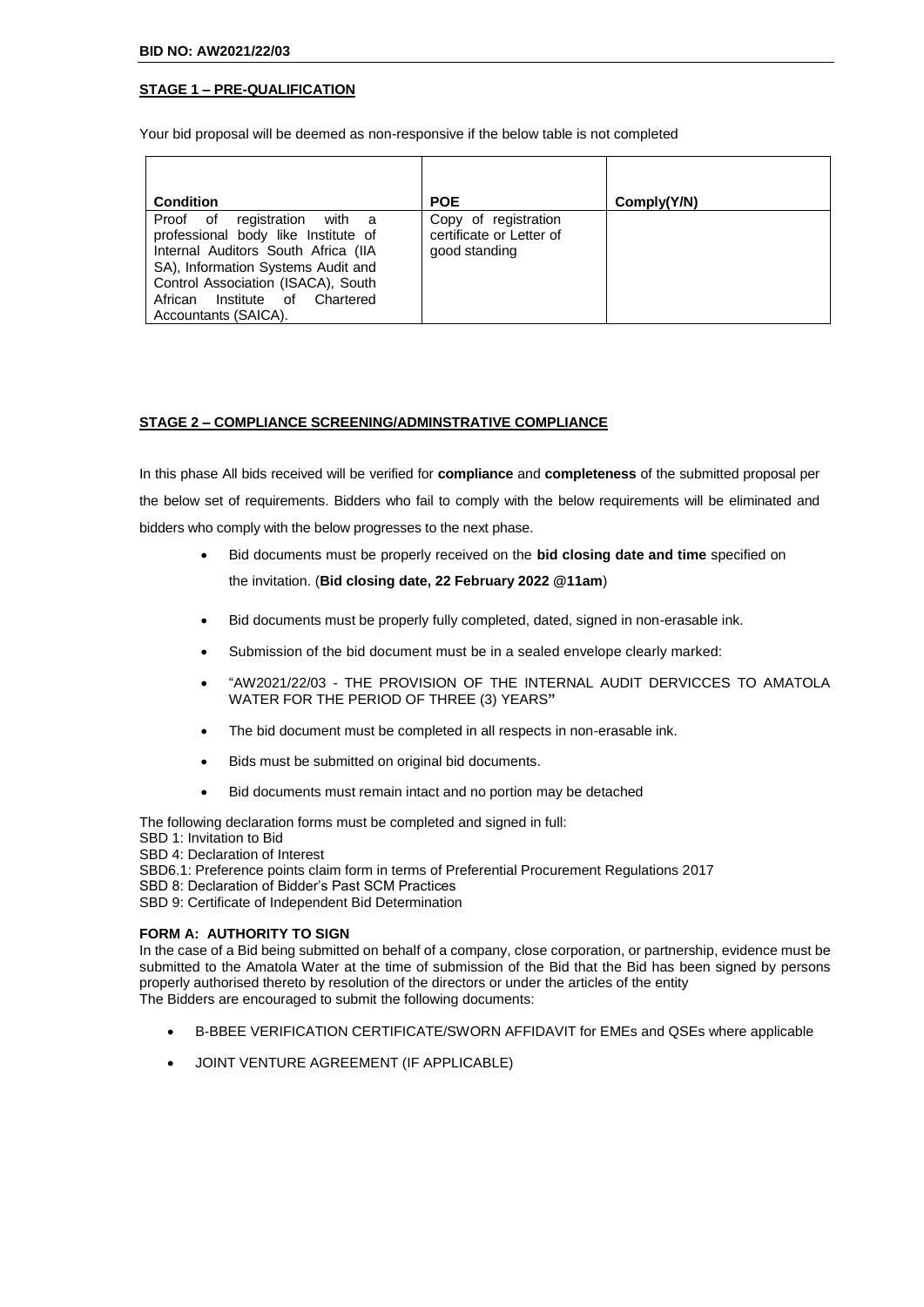**BID NO: AW2021/22/03**

**STAGE 1 – PRE-QUALIFICATION**

Your bid proposal will be deemed as non-responsive if the below table is not completed

| Condition | POE | Comply(Y/N) |
|---|---|---|
| Proof of registration with a professional body like Institute of Internal Auditors South Africa (IIA SA), Information Systems Audit and Control Association (ISACA), South African Institute of Chartered Accountants (SAICA). | Copy of registration certificate or Letter of good standing | |

**STAGE 2 – COMPLIANCE SCREENING/ADMINSTRATIVE COMPLIANCE**

In this phase All bids received will be verified for **compliance** and **completeness** of the submitted proposal per the below set of requirements. Bidders who fail to comply with the below requirements will be eliminated and bidders who comply with the below progresses to the next phase.

- Bid documents must be properly received on the **bid closing date and time** specified on the invitation. (**Bid closing date, 22 February 2022 @11am**)
- Bid documents must be properly fully completed, dated, signed in non-erasable ink.
- Submission of the bid document must be in a sealed envelope clearly marked:
- "AW2021/22/03 - THE PROVISION OF THE INTERNAL AUDIT DERVICCES TO AMATOLA WATER FOR THE PERIOD OF THREE (3) YEARS"
- The bid document must be completed in all respects in non-erasable ink.
- Bids must be submitted on original bid documents.
- Bid documents must remain intact and no portion may be detached

The following declaration forms must be completed and signed in full:
SBD 1: Invitation to Bid
SBD 4: Declaration of Interest
SBD6.1: Preference points claim form in terms of Preferential Procurement Regulations 2017
SBD 8: Declaration of Bidder's Past SCM Practices
SBD 9: Certificate of Independent Bid Determination

**FORM A: AUTHORITY TO SIGN**

In the case of a Bid being submitted on behalf of a company, close corporation, or partnership, evidence must be submitted to the Amatola Water at the time of submission of the Bid that the Bid has been signed by persons properly authorised thereto by resolution of the directors or under the articles of the entity
The Bidders are encouraged to submit the following documents:

- B-BBEE VERIFICATION CERTIFICATE/SWORN AFFIDAVIT for EMEs and QSEs where applicable
- JOINT VENTURE AGREEMENT (IF APPLICABLE)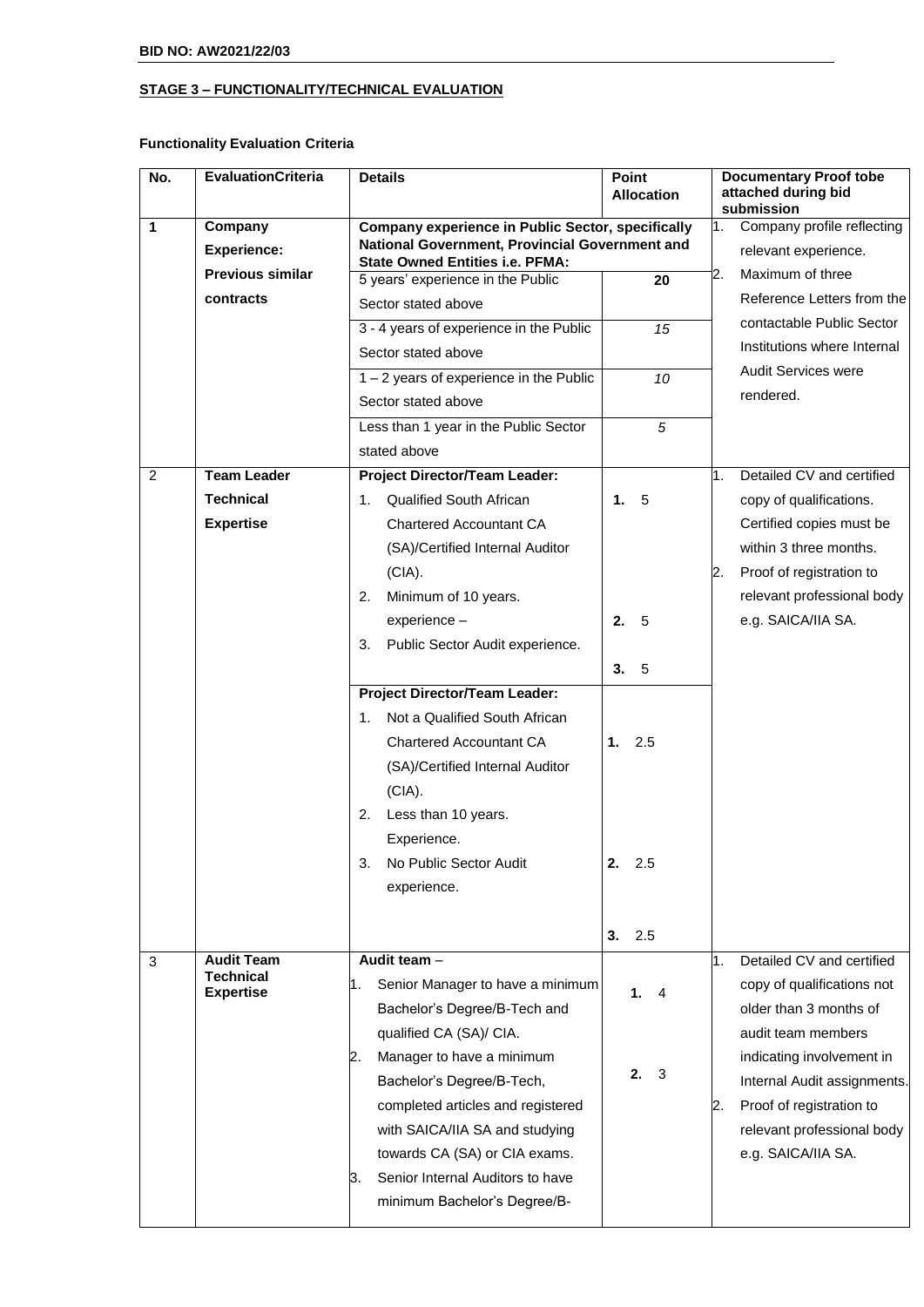**BID NO: AW2021/22/03**

**STAGE 3 – FUNCTIONALITY/TECHNICAL EVALUATION**

**Functionality Evaluation Criteria**

| No. | EvaluationCriteria | Details | Point Allocation | Documentary Proof tobe attached during bid submission |
|---|---|---|---|---|
| 1 | **Company Experience: Previous similar contracts** | **Company experience in Public Sector, specifically National Government, Provincial Government and State Owned Entities i.e. PFMA:** | | 1. Company profile reflecting relevant experience.<br>2. Maximum of three Reference Letters from the contactable Public Sector Institutions where Internal Audit Services were rendered. |
| | | 5 years' experience in the Public Sector stated above | **20** | |
| | | 3 - 4 years of experience in the Public Sector stated above | *15* | |
| | | 1 – 2 years of experience in the Public Sector stated above | *10* | |
| | | Less than 1 year in the Public Sector stated above | *5* | |
| 2 | **Team Leader Technical Expertise** | **Project Director/Team Leader:**<br>1. Qualified South African Chartered Accountant CA (SA)/Certified Internal Auditor (CIA).<br>2. Minimum of 10 years. experience –<br>3. Public Sector Audit experience. | **1.** 5<br>**2.** 5<br>**3.** 5 | 1. Detailed CV and certified copy of qualifications. Certified copies must be within 3 three months.<br>2. Proof of registration to relevant professional body e.g. SAICA/IIA SA. |
| | | **Project Director/Team Leader:**<br>1. Not a Qualified South African Chartered Accountant CA (SA)/Certified Internal Auditor (CIA).<br>2. Less than 10 years. Experience.<br>3. No Public Sector Audit experience. | **1.** 2.5<br>**2.** 2.5<br>**3.** 2.5 | |
| 3 | **Audit Team Technical Expertise** | **Audit team** –<br>1. Senior Manager to have a minimum Bachelor's Degree/B-Tech and qualified CA (SA)/ CIA.<br>2. Manager to have a minimum Bachelor's Degree/B-Tech, completed articles and registered with SAICA/IIA SA and studying towards CA (SA) or CIA exams.<br>3. Senior Internal Auditors to have minimum Bachelor's Degree/B- | **1.** 4<br>**2.** 3 | 1. Detailed CV and certified copy of qualifications not older than 3 months of audit team members indicating involvement in Internal Audit assignments.<br>2. Proof of registration to relevant professional body e.g. SAICA/IIA SA. |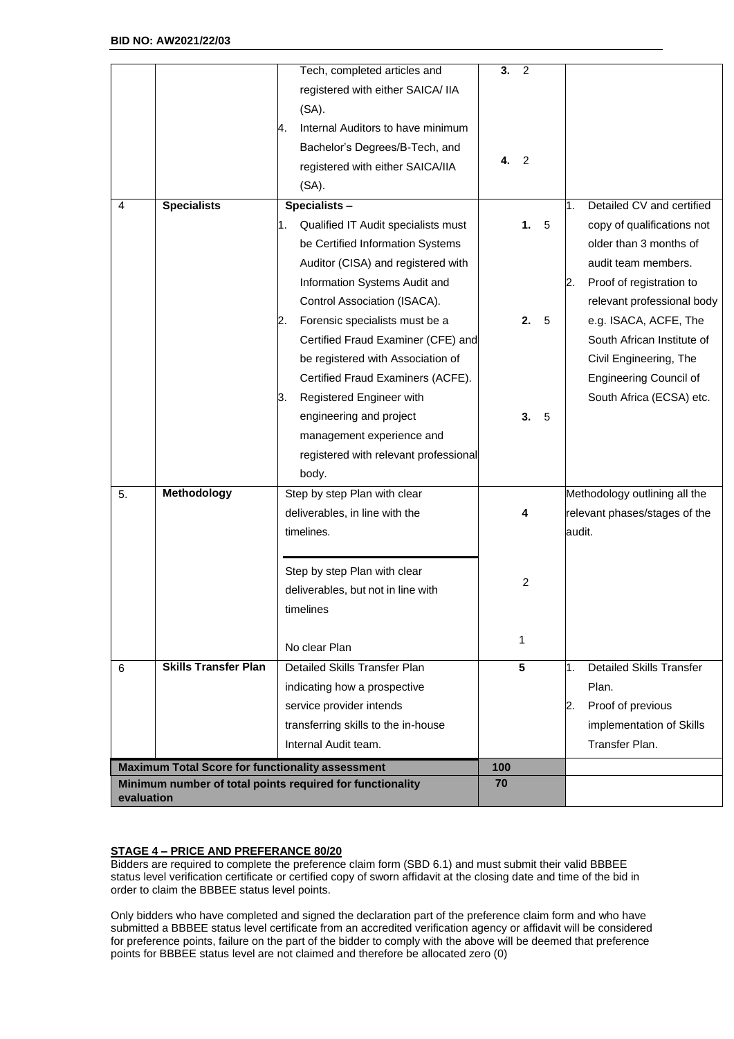| | | | | |
|---|---|---|---|---|
| | | Tech, completed articles and registered with either SAICA/ IIA (SA).<br>4. Internal Auditors to have minimum Bachelor's Degrees/B-Tech, and registered with either SAICA/IIA (SA). | **3.** 2<br><br>**4.** 2 | |
| 4 | **Specialists** | **Specialists –**<br>1. Qualified IT Audit specialists must be Certified Information Systems Auditor (CISA) and registered with Information Systems Audit and Control Association (ISACA).<br>2. Forensic specialists must be a Certified Fraud Examiner (CFE) and be registered with Association of Certified Fraud Examiners (ACFE).<br>3. Registered Engineer with engineering and project management experience and registered with relevant professional body. | **1.** 5<br><br>**2.** 5<br><br>**3.** 5 | 1. Detailed CV and certified copy of qualifications not older than 3 months of audit team members.<br>2. Proof of registration to relevant professional body e.g. ISACA, ACFE, The South African Institute of Civil Engineering, The Engineering Council of South Africa (ECSA) etc. |
| 5. | **Methodology** | Step by step Plan with clear deliverables, in line with the timelines. | **4** | Methodology outlining all the relevant phases/stages of the audit. |
| | | Step by step Plan with clear deliverables, but not in line with timelines | 2 | |
| | | No clear Plan | 1 | |
| 6 | **Skills Transfer Plan** | Detailed Skills Transfer Plan indicating how a prospective service provider intends transferring skills to the in-house Internal Audit team. | **5** | 1. Detailed Skills Transfer Plan.<br>2. Proof of previous implementation of Skills Transfer Plan. |
| **Maximum Total Score for functionality assessment** | | | **100** | |
| **Minimum number of total points required for functionality evaluation** | | | **70** | |

**STAGE 4 – PRICE AND PREFERANCE 80/20**

Bidders are required to complete the preference claim form (SBD 6.1) and must submit their valid BBBEE status level verification certificate or certified copy of sworn affidavit at the closing date and time of the bid in order to claim the BBBEE status level points.

Only bidders who have completed and signed the declaration part of the preference claim form and who have submitted a BBBEE status level certificate from an accredited verification agency or affidavit will be considered for preference points, failure on the part of the bidder to comply with the above will be deemed that preference points for BBBEE status level are not claimed and therefore be allocated zero (0)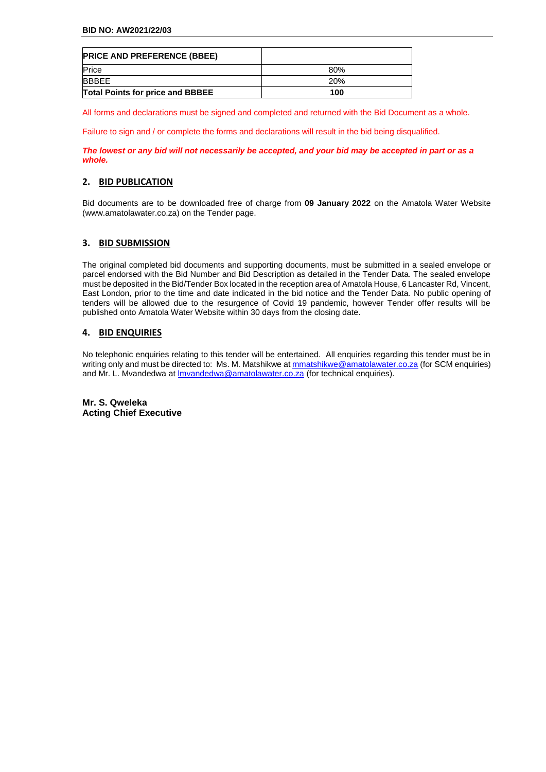| PRICE AND PREFERENCE (BBEE) | |
|---|---|
| Price | 80% |
| BBBEE | 20% |
| **Total Points for price and BBBEE** | **100** |

All forms and declarations must be signed and completed and returned with the Bid Document as a whole.

Failure to sign and / or complete the forms and declarations will result in the bid being disqualified.

***The lowest or any bid will not necessarily be accepted, and your bid may be accepted in part or as a whole.***

## 2. BID PUBLICATION

Bid documents are to be downloaded free of charge from **09 January 2022** on the Amatola Water Website (www.amatolawater.co.za) on the Tender page.

## 3. BID SUBMISSION

The original completed bid documents and supporting documents, must be submitted in a sealed envelope or parcel endorsed with the Bid Number and Bid Description as detailed in the Tender Data. The sealed envelope must be deposited in the Bid/Tender Box located in the reception area of Amatola House, 6 Lancaster Rd, Vincent, East London, prior to the time and date indicated in the bid notice and the Tender Data. No public opening of tenders will be allowed due to the resurgence of Covid 19 pandemic, however Tender offer results will be published onto Amatola Water Website within 30 days from the closing date.

## 4. BID ENQUIRIES

No telephonic enquiries relating to this tender will be entertained. All enquiries regarding this tender must be in writing only and must be directed to: Ms. M. Matshikwe at mmatshikwe@amatolawater.co.za (for SCM enquiries) and Mr. L. Mvandedwa at lmvandedwa@amatolawater.co.za (for technical enquiries).

**Mr. S. Qweleka**
**Acting Chief Executive**